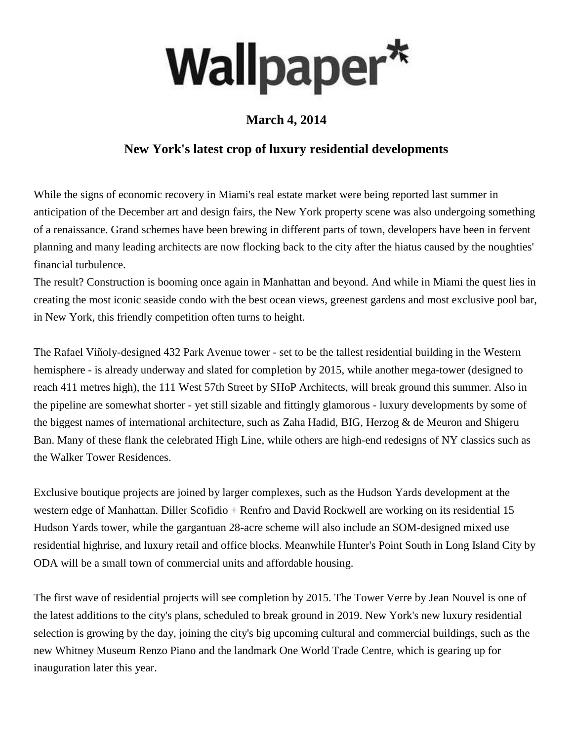# Wallpaper*

**March 4, 2014**

## New York's latest crop of luxury residential developments

While the signs of economic recovery in Miami's real estate market were being reported last summer in anticipation of the December art and design fairs, the New York property scene was also undergoing something of a renaissance. Grand schemes have been brewing in different parts of town, developers have been in fervent planning and many leading architects are now flocking back to the city after the hiatus caused by the noughties' financial turbulence.
The result? Construction is booming once again in Manhattan and beyond. And while in Miami the quest lies in creating the most iconic seaside condo with the best ocean views, greenest gardens and most exclusive pool bar, in New York, this friendly competition often turns to height.

The Rafael Viñoly-designed 432 Park Avenue tower - set to be the tallest residential building in the Western hemisphere - is already underway and slated for completion by 2015, while another mega-tower (designed to reach 411 metres high), the 111 West 57th Street by SHoP Architects, will break ground this summer. Also in the pipeline are somewhat shorter - yet still sizable and fittingly glamorous - luxury developments by some of the biggest names of international architecture, such as Zaha Hadid, BIG, Herzog & de Meuron and Shigeru Ban. Many of these flank the celebrated High Line, while others are high-end redesigns of NY classics such as the Walker Tower Residences.

Exclusive boutique projects are joined by larger complexes, such as the Hudson Yards development at the western edge of Manhattan. Diller Scofidio + Renfro and David Rockwell are working on its residential 15 Hudson Yards tower, while the gargantuan 28-acre scheme will also include an SOM-designed mixed use residential highrise, and luxury retail and office blocks. Meanwhile Hunter's Point South in Long Island City by ODA will be a small town of commercial units and affordable housing.

The first wave of residential projects will see completion by 2015. The Tower Verre by Jean Nouvel is one of the latest additions to the city's plans, scheduled to break ground in 2019. New York's new luxury residential selection is growing by the day, joining the city's big upcoming cultural and commercial buildings, such as the new Whitney Museum Renzo Piano and the landmark One World Trade Centre, which is gearing up for inauguration later this year.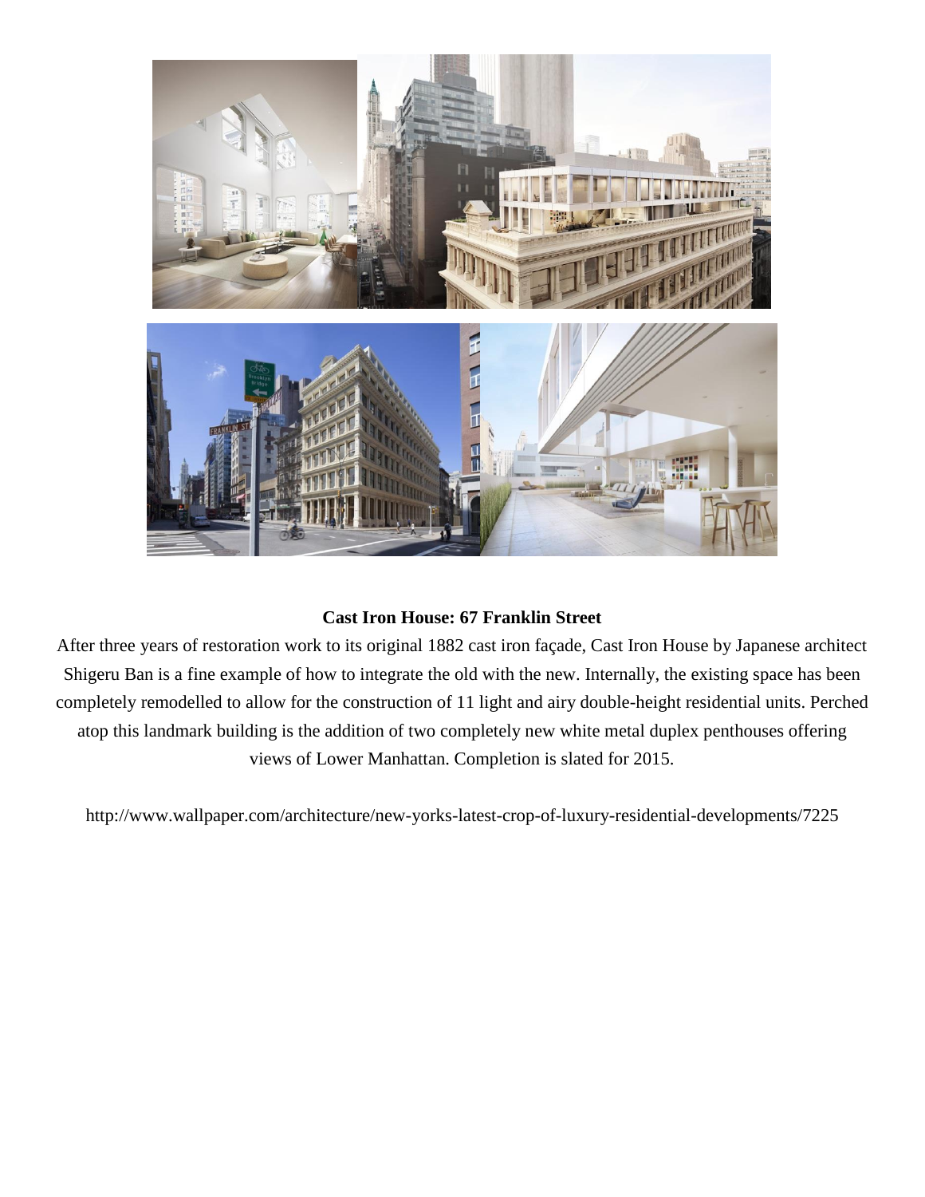**Cast Iron House: 67 Franklin Street**

After three years of restoration work to its original 1882 cast iron façade, Cast Iron House by Japanese architect Shigeru Ban is a fine example of how to integrate the old with the new. Internally, the existing space has been completely remodelled to allow for the construction of 11 light and airy double-height residential units. Perched atop this landmark building is the addition of two completely new white metal duplex penthouses offering views of Lower Manhattan. Completion is slated for 2015.

http://www.wallpaper.com/architecture/new-yorks-latest-crop-of-luxury-residential-developments/7225